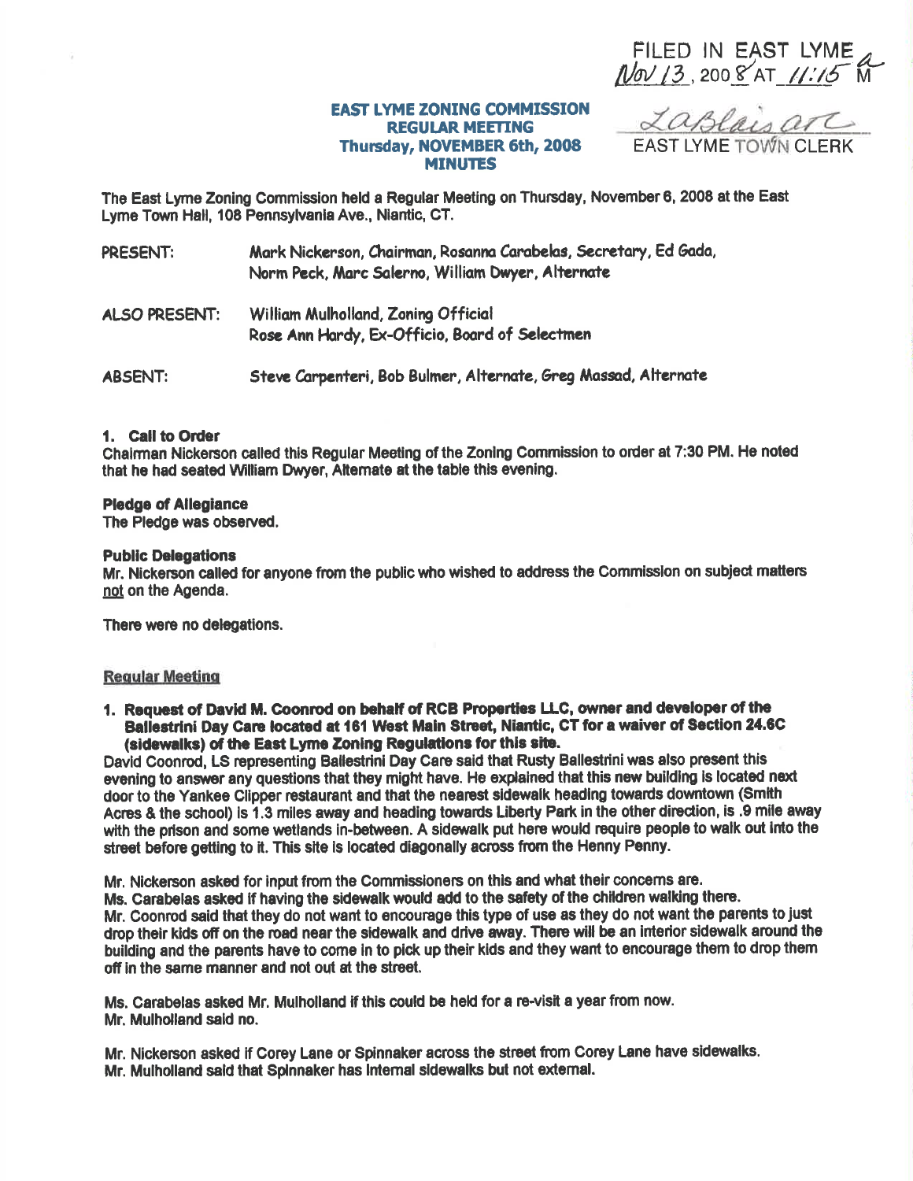FILED IN EAST LYME
Nov 13, 2008 AT 11:15 AM

LaBlaisarc
EAST LYME TOWN CLERK

# EAST LYME ZONING COMMISSION
## REGULAR MEETING
## Thursday, NOVEMBER 6th, 2008
## MINUTES

The East Lyme Zoning Commission held a Regular Meeting on Thursday, November 6, 2008 at the East Lyme Town Hall, 108 Pennsylvania Ave., Niantic, CT.

PRESENT: Mark Nickerson, Chairman, Rosanna Carabelas, Secretary, Ed Gada, Norm Peck, Marc Salerno, William Dwyer, Alternate

ALSO PRESENT: William Mulholland, Zoning Official
Rose Ann Hardy, Ex-Officio, Board of Selectmen

ABSENT: Steve Carpenteri, Bob Bulmer, Alternate, Greg Massad, Alternate

**1. Call to Order**
Chairman Nickerson called this Regular Meeting of the Zoning Commission to order at 7:30 PM. He noted that he had seated William Dwyer, Alternate at the table this evening.

**Pledge of Allegiance**
The Pledge was observed.

**Public Delegations**
Mr. Nickerson called for anyone from the public who wished to address the Commission on subject matters not on the Agenda.

There were no delegations.

**Regular Meeting**

**1. Request of David M. Coonrod on behalf of RCB Properties LLC, owner and developer of the Ballestrini Day Care located at 161 West Main Street, Niantic, CT for a waiver of Section 24.6C (sidewalks) of the East Lyme Zoning Regulations for this site.**

David Coonrod, LS representing Ballestrini Day Care said that Rusty Ballestrini was also present this evening to answer any questions that they might have. He explained that this new building is located next door to the Yankee Clipper restaurant and that the nearest sidewalk heading towards downtown (Smith Acres & the school) is 1.3 miles away and heading towards Liberty Park in the other direction, is .9 mile away with the prison and some wetlands in-between. A sidewalk put here would require people to walk out into the street before getting to it. This site is located diagonally across from the Henny Penny.

Mr. Nickerson asked for input from the Commissioners on this and what their concerns are.
Ms. Carabelas asked if having the sidewalk would add to the safety of the children walking there.
Mr. Coonrod said that they do not want to encourage this type of use as they do not want the parents to just drop their kids off on the road near the sidewalk and drive away. There will be an interior sidewalk around the building and the parents have to come in to pick up their kids and they want to encourage them to drop them off in the same manner and not out at the street.

Ms. Carabelas asked Mr. Mulholland if this could be held for a re-visit a year from now.
Mr. Mulholland said no.

Mr. Nickerson asked if Corey Lane or Spinnaker across the street from Corey Lane have sidewalks.
Mr. Mulholland said that Spinnaker has internal sidewalks but not external.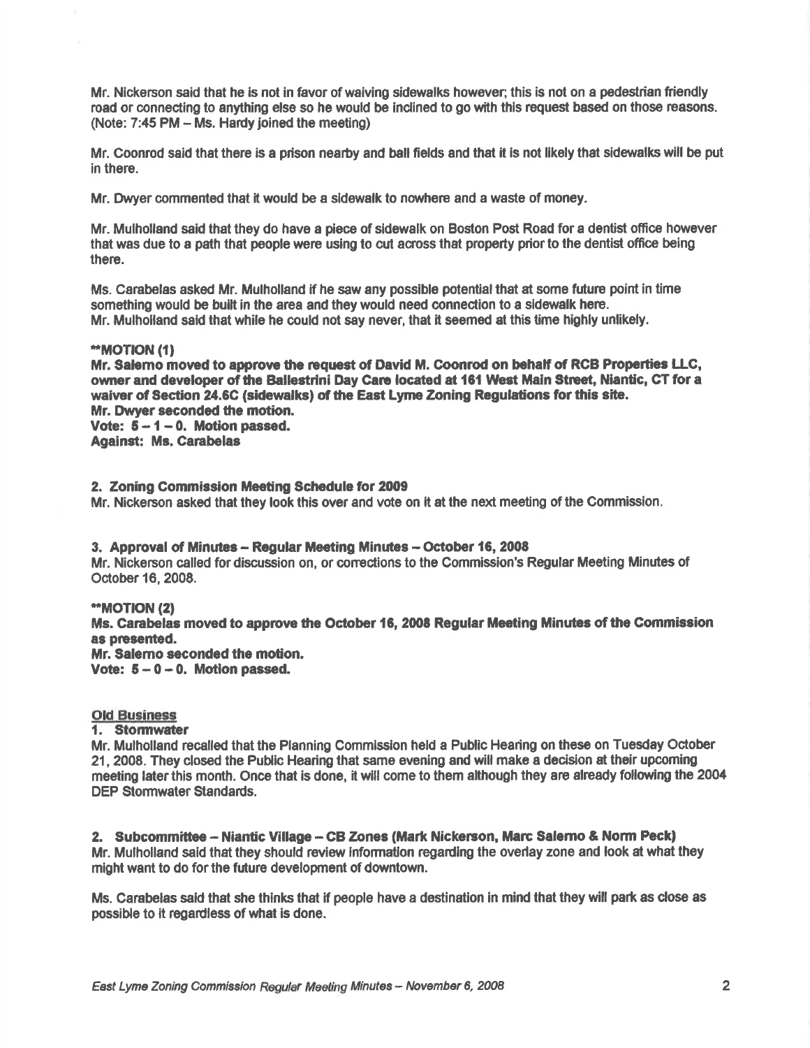Mr. Nickerson said that he is not in favor of waiving sidewalks however; this is not on a pedestrian friendly road or connecting to anything else so he would be inclined to go with this request based on those reasons. (Note: 7:45 PM – Ms. Hardy joined the meeting)

Mr. Coonrod said that there is a prison nearby and ball fields and that it is not likely that sidewalks will be put in there.

Mr. Dwyer commented that it would be a sidewalk to nowhere and a waste of money.

Mr. Mulholland said that they do have a piece of sidewalk on Boston Post Road for a dentist office however that was due to a path that people were using to cut across that property prior to the dentist office being there.

Ms. Carabelas asked Mr. Mulholland if he saw any possible potential that at some future point in time something would be built in the area and they would need connection to a sidewalk here.
Mr. Mulholland said that while he could not say never, that it seemed at this time highly unlikely.

****MOTION (1)**
**Mr. Salerno moved to approve the request of David M. Coonrod on behalf of RCB Properties LLC, owner and developer of the Ballestrini Day Care located at 161 West Main Street, Niantic, CT for a waiver of Section 24.6C (sidewalks) of the East Lyme Zoning Regulations for this site.**
**Mr. Dwyer seconded the motion.**
**Vote: 5 – 1 – 0. Motion passed.**
**Against: Ms. Carabelas**

**2. Zoning Commission Meeting Schedule for 2009**
Mr. Nickerson asked that they look this over and vote on it at the next meeting of the Commission.

**3. Approval of Minutes – Regular Meeting Minutes – October 16, 2008**
Mr. Nickerson called for discussion on, or corrections to the Commission's Regular Meeting Minutes of October 16, 2008.

****MOTION (2)**
**Ms. Carabelas moved to approve the October 16, 2008 Regular Meeting Minutes of the Commission as presented.**
**Mr. Salerno seconded the motion.**
**Vote: 5 – 0 – 0. Motion passed.**

**Old Business**

**1. Stormwater**
Mr. Mulholland recalled that the Planning Commission held a Public Hearing on these on Tuesday October 21, 2008. They closed the Public Hearing that same evening and will make a decision at their upcoming meeting later this month. Once that is done, it will come to them although they are already following the 2004 DEP Stormwater Standards.

**2. Subcommittee – Niantic Village – CB Zones (Mark Nickerson, Marc Salerno & Norm Peck)**
Mr. Mulholland said that they should review information regarding the overlay zone and look at what they might want to do for the future development of downtown.

Ms. Carabelas said that she thinks that if people have a destination in mind that they will park as close as possible to it regardless of what is done.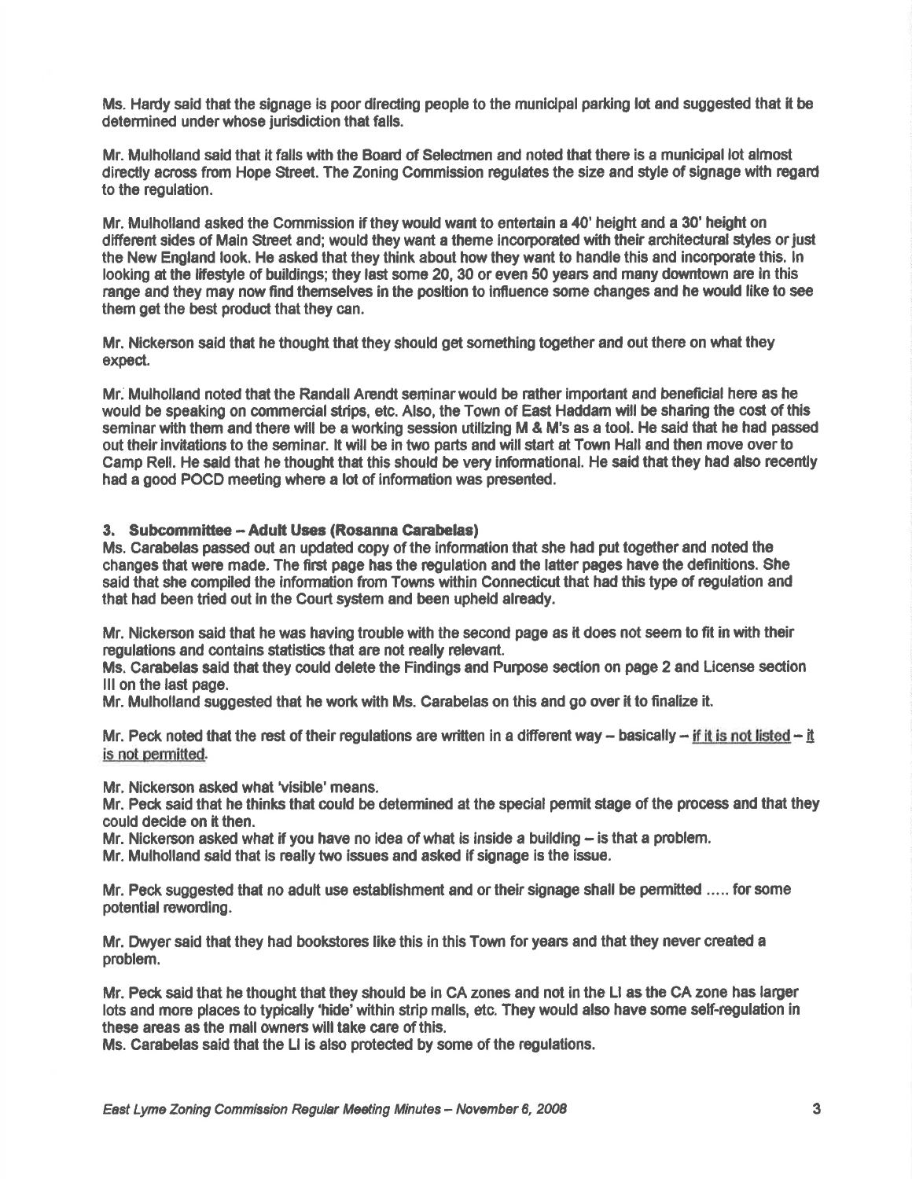Ms. Hardy said that the signage is poor directing people to the municipal parking lot and suggested that it be determined under whose jurisdiction that falls.

Mr. Mulholland said that it falls with the Board of Selectmen and noted that there is a municipal lot almost directly across from Hope Street. The Zoning Commission regulates the size and style of signage with regard to the regulation.

Mr. Mulholland asked the Commission if they would want to entertain a 40' height and a 30' height on different sides of Main Street and; would they want a theme incorporated with their architectural styles or just the New England look. He asked that they think about how they want to handle this and incorporate this. In looking at the lifestyle of buildings; they last some 20, 30 or even 50 years and many downtown are in this range and they may now find themselves in the position to influence some changes and he would like to see them get the best product that they can.

Mr. Nickerson said that he thought that they should get something together and out there on what they expect.

Mr. Mulholland noted that the Randall Arendt seminar would be rather important and beneficial here as he would be speaking on commercial strips, etc. Also, the Town of East Haddam will be sharing the cost of this seminar with them and there will be a working session utilizing M & M's as a tool. He said that he had passed out their invitations to the seminar. It will be in two parts and will start at Town Hall and then move over to Camp Rell. He said that he thought that this should be very informational. He said that they had also recently had a good POCD meeting where a lot of information was presented.

### 3. Subcommittee – Adult Uses (Rosanna Carabelas)

Ms. Carabelas passed out an updated copy of the information that she had put together and noted the changes that were made. The first page has the regulation and the latter pages have the definitions. She said that she compiled the information from Towns within Connecticut that had this type of regulation and that had been tried out in the Court system and been upheld already.

Mr. Nickerson said that he was having trouble with the second page as it does not seem to fit in with their regulations and contains statistics that are not really relevant.
Ms. Carabelas said that they could delete the Findings and Purpose section on page 2 and License section III on the last page.
Mr. Mulholland suggested that he work with Ms. Carabelas on this and go over it to finalize it.

Mr. Peck noted that the rest of their regulations are written in a different way – basically – if it is not listed – it is not permitted.

Mr. Nickerson asked what 'visible' means.
Mr. Peck said that he thinks that could be determined at the special permit stage of the process and that they could decide on it then.
Mr. Nickerson asked what if you have no idea of what is inside a building – is that a problem.
Mr. Mulholland said that is really two issues and asked if signage is the issue.

Mr. Peck suggested that no adult use establishment and or their signage shall be permitted ..... for some potential rewording.

Mr. Dwyer said that they had bookstores like this in this Town for years and that they never created a problem.

Mr. Peck said that he thought that they should be in CA zones and not in the LI as the CA zone has larger lots and more places to typically 'hide' within strip malls, etc. They would also have some self-regulation in these areas as the mall owners will take care of this.
Ms. Carabelas said that the LI is also protected by some of the regulations.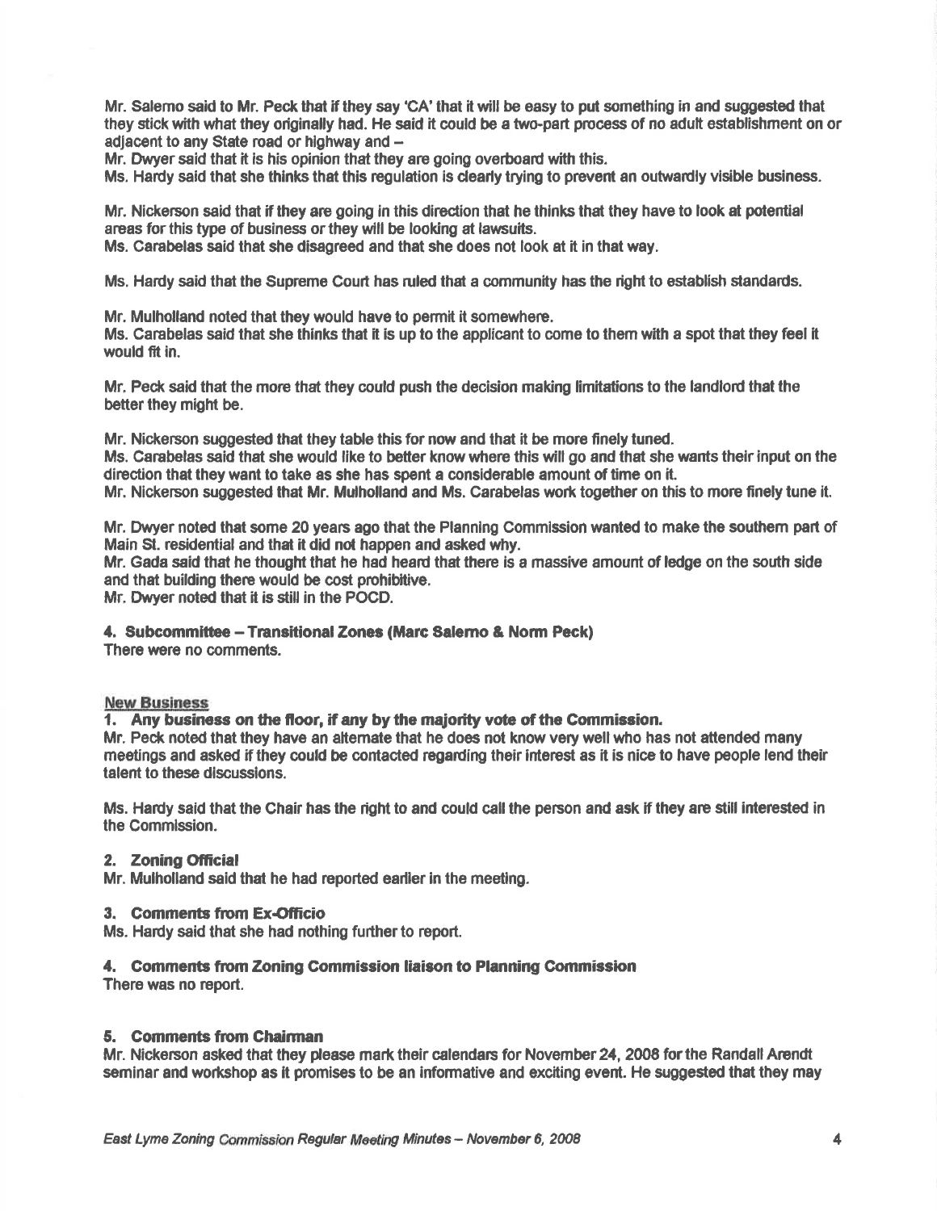Mr. Salemo said to Mr. Peck that if they say 'CA' that it will be easy to put something in and suggested that they stick with what they originally had. He said it could be a two-part process of no adult establishment on or adjacent to any State road or highway and –

Mr. Dwyer said that it is his opinion that they are going overboard with this.

Ms. Hardy said that she thinks that this regulation is clearly trying to prevent an outwardly visible business.

Mr. Nickerson said that if they are going in this direction that he thinks that they have to look at potential areas for this type of business or they will be looking at lawsuits.

Ms. Carabelas said that she disagreed and that she does not look at it in that way.

Ms. Hardy said that the Supreme Court has ruled that a community has the right to establish standards.

Mr. Mulholland noted that they would have to permit it somewhere.

Ms. Carabelas said that she thinks that it is up to the applicant to come to them with a spot that they feel it would fit in.

Mr. Peck said that the more that they could push the decision making limitations to the landlord that the better they might be.

Mr. Nickerson suggested that they table this for now and that it be more finely tuned.

Ms. Carabelas said that she would like to better know where this will go and that she wants their input on the direction that they want to take as she has spent a considerable amount of time on it.

Mr. Nickerson suggested that Mr. Mulholland and Ms. Carabelas work together on this to more finely tune it.

Mr. Dwyer noted that some 20 years ago that the Planning Commission wanted to make the southern part of Main St. residential and that it did not happen and asked why.

Mr. Gada said that he thought that he had heard that there is a massive amount of ledge on the south side and that building there would be cost prohibitive.

Mr. Dwyer noted that it is still in the POCD.

**4. Subcommittee – Transitional Zones (Marc Salemo & Norm Peck)**

There were no comments.

## New Business

**1. Any business on the floor, if any by the majority vote of the Commission.**

Mr. Peck noted that they have an alternate that he does not know very well who has not attended many meetings and asked if they could be contacted regarding their interest as it is nice to have people lend their talent to these discussions.

Ms. Hardy said that the Chair has the right to and could call the person and ask if they are still interested in the Commission.

**2. Zoning Official**

Mr. Mulholland said that he had reported earlier in the meeting.

**3. Comments from Ex-Officio**

Ms. Hardy said that she had nothing further to report.

**4. Comments from Zoning Commission liaison to Planning Commission**

There was no report.

**5. Comments from Chairman**

Mr. Nickerson asked that they please mark their calendars for November 24, 2008 for the Randall Arendt seminar and workshop as it promises to be an informative and exciting event. He suggested that they may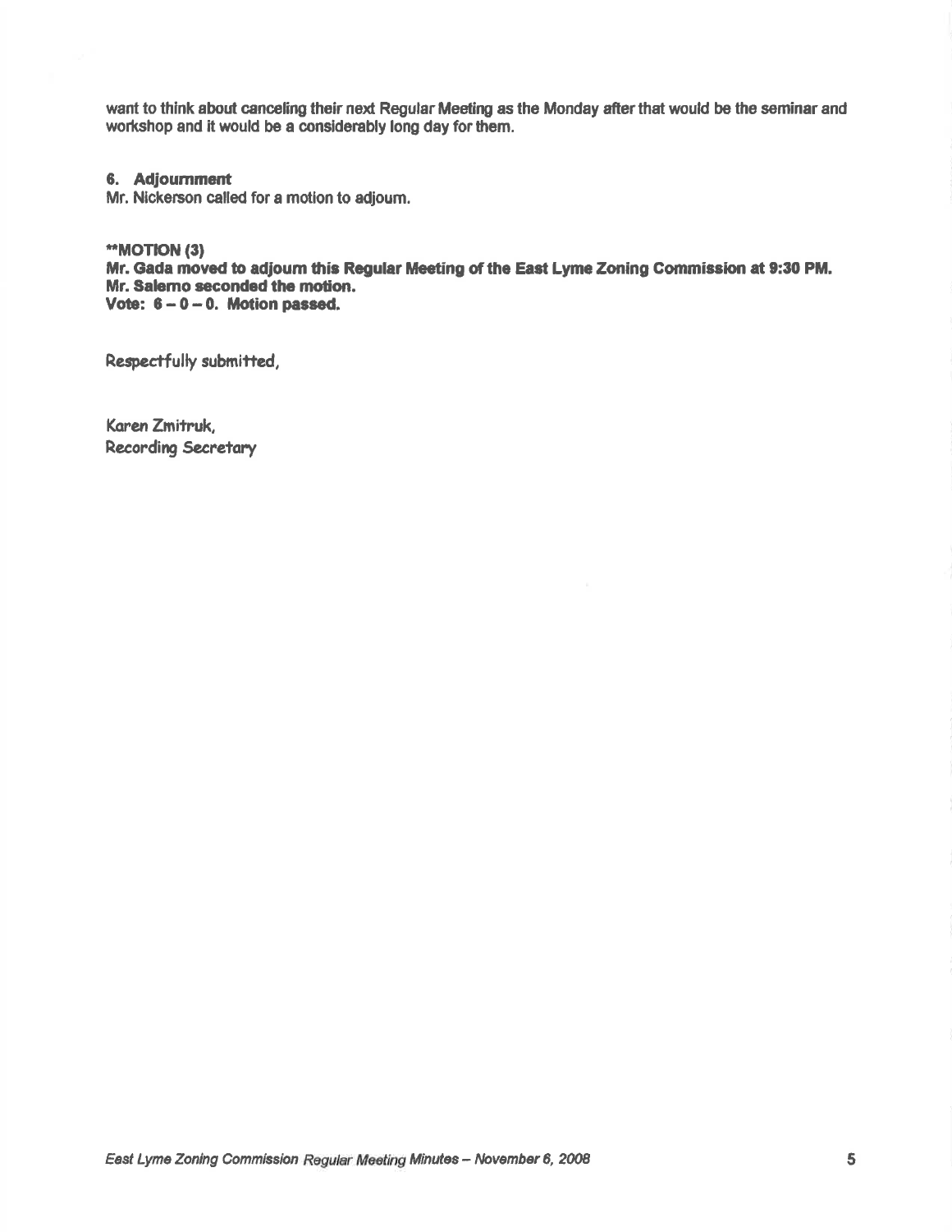want to think about canceling their next Regular Meeting as the Monday after that would be the seminar and workshop and it would be a considerably long day for them.

**6. Adjournment**

Mr. Nickerson called for a motion to adjourn.

****MOTION (3)**
**Mr. Gada moved to adjourn this Regular Meeting of the East Lyme Zoning Commission at 9:30 PM.**
**Mr. Salerno seconded the motion.**
**Vote: 6 – 0 – 0. Motion passed.**

Respectfully submitted,

Karen Zmitruk,
Recording Secretary